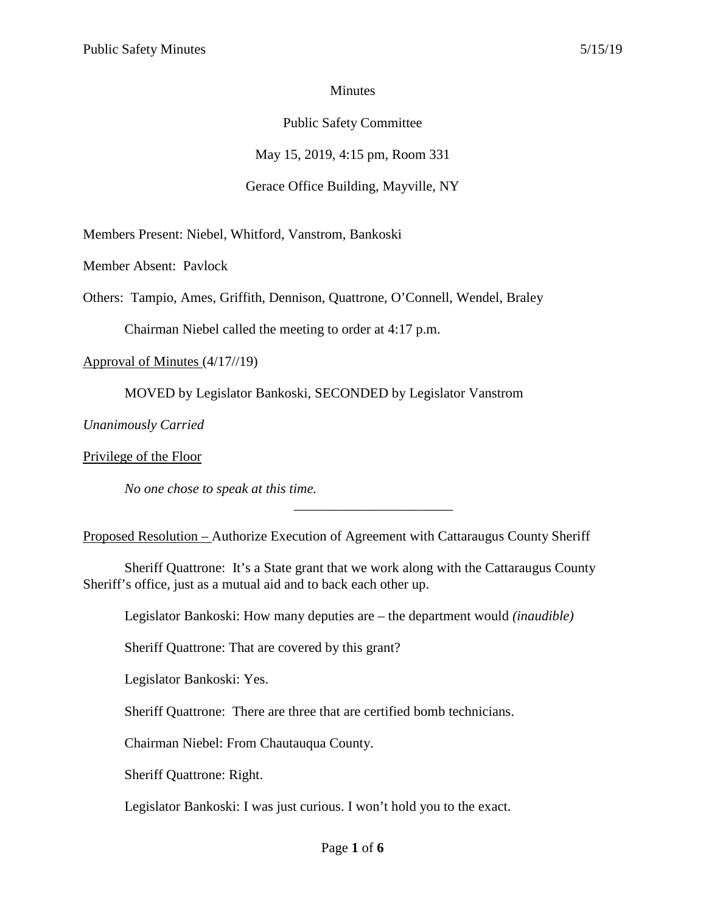Minutes

Public Safety Committee

May 15, 2019, 4:15 pm, Room 331

Gerace Office Building, Mayville, NY

Members Present: Niebel, Whitford, Vanstrom, Bankoski

Member Absent: Pavlock

Others: Tampio, Ames, Griffith, Dennison, Quattrone, O'Connell, Wendel, Braley

Chairman Niebel called the meeting to order at 4:17 p.m.

Approval of Minutes (4/17//19)

MOVED by Legislator Bankoski, SECONDED by Legislator Vanstrom

*Unanimously Carried*

Privilege of the Floor

*No one chose to speak at this time.*

---

Proposed Resolution – Authorize Execution of Agreement with Cattaraugus County Sheriff

Sheriff Quattrone: It's a State grant that we work along with the Cattaraugus County Sheriff's office, just as a mutual aid and to back each other up.

Legislator Bankoski: How many deputies are – the department would *(inaudible)*

Sheriff Quattrone: That are covered by this grant?

Legislator Bankoski: Yes.

Sheriff Quattrone: There are three that are certified bomb technicians.

Chairman Niebel: From Chautauqua County.

Sheriff Quattrone: Right.

Legislator Bankoski: I was just curious. I won't hold you to the exact.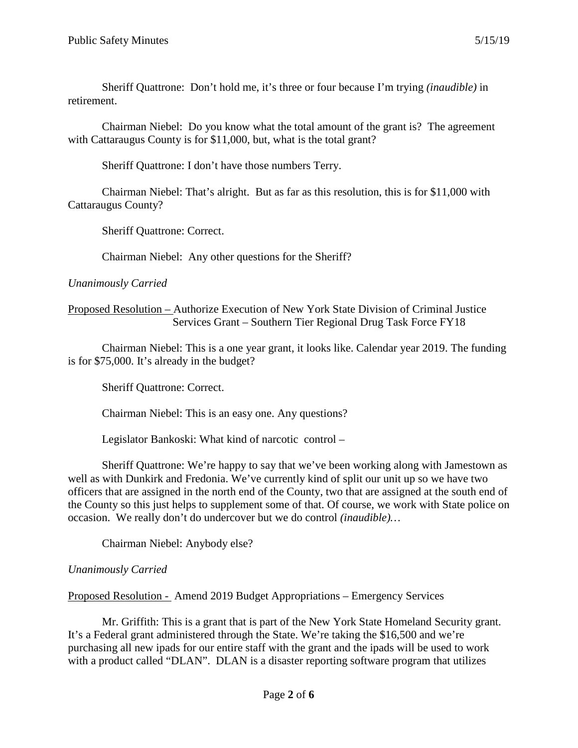Sheriff Quattrone: Don't hold me, it's three or four because I'm trying *(inaudible)* in retirement.

Chairman Niebel: Do you know what the total amount of the grant is? The agreement with Cattaraugus County is for $11,000, but, what is the total grant?

Sheriff Quattrone: I don't have those numbers Terry.

Chairman Niebel: That's alright. But as far as this resolution, this is for $11,000 with Cattaraugus County?

Sheriff Quattrone: Correct.

Chairman Niebel: Any other questions for the Sheriff?

*Unanimously Carried*

<u>Proposed Resolution –</u> Authorize Execution of New York State Division of Criminal Justice Services Grant – Southern Tier Regional Drug Task Force FY18

Chairman Niebel: This is a one year grant, it looks like. Calendar year 2019. The funding is for $75,000. It's already in the budget?

Sheriff Quattrone: Correct.

Chairman Niebel: This is an easy one. Any questions?

Legislator Bankoski: What kind of narcotic control –

Sheriff Quattrone: We're happy to say that we've been working along with Jamestown as well as with Dunkirk and Fredonia. We've currently kind of split our unit up so we have two officers that are assigned in the north end of the County, two that are assigned at the south end of the County so this just helps to supplement some of that. Of course, we work with State police on occasion. We really don't do undercover but we do control *(inaudible)…*

Chairman Niebel: Anybody else?

*Unanimously Carried*

<u>Proposed Resolution -</u> Amend 2019 Budget Appropriations – Emergency Services

Mr. Griffith: This is a grant that is part of the New York State Homeland Security grant. It's a Federal grant administered through the State. We're taking the $16,500 and we're purchasing all new ipads for our entire staff with the grant and the ipads will be used to work with a product called "DLAN". DLAN is a disaster reporting software program that utilizes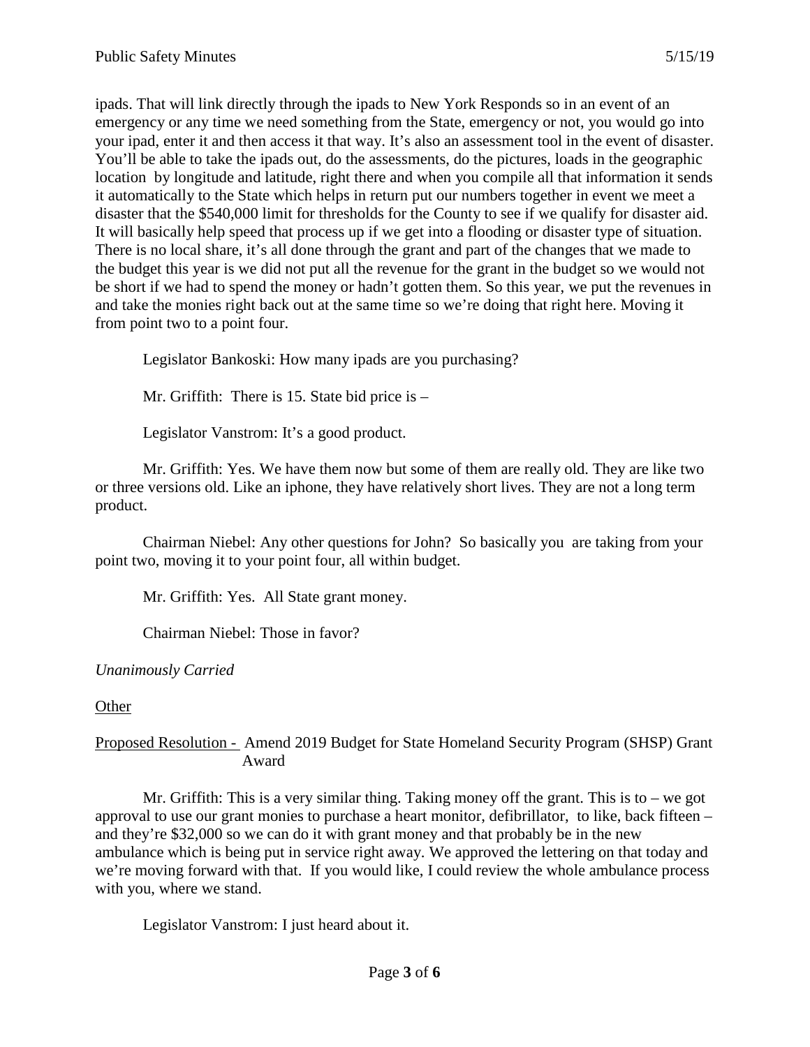ipads. That will link directly through the ipads to New York Responds so in an event of an emergency or any time we need something from the State, emergency or not, you would go into your ipad, enter it and then access it that way. It's also an assessment tool in the event of disaster. You'll be able to take the ipads out, do the assessments, do the pictures, loads in the geographic location by longitude and latitude, right there and when you compile all that information it sends it automatically to the State which helps in return put our numbers together in event we meet a disaster that the $540,000 limit for thresholds for the County to see if we qualify for disaster aid. It will basically help speed that process up if we get into a flooding or disaster type of situation. There is no local share, it's all done through the grant and part of the changes that we made to the budget this year is we did not put all the revenue for the grant in the budget so we would not be short if we had to spend the money or hadn't gotten them. So this year, we put the revenues in and take the monies right back out at the same time so we're doing that right here. Moving it from point two to a point four.

Legislator Bankoski: How many ipads are you purchasing?

Mr. Griffith: There is 15. State bid price is –

Legislator Vanstrom: It's a good product.

Mr. Griffith: Yes. We have them now but some of them are really old. They are like two or three versions old. Like an iphone, they have relatively short lives. They are not a long term product.

Chairman Niebel: Any other questions for John? So basically you are taking from your point two, moving it to your point four, all within budget.

Mr. Griffith: Yes. All State grant money.

Chairman Niebel: Those in favor?

*Unanimously Carried*

Other

Proposed Resolution - Amend 2019 Budget for State Homeland Security Program (SHSP) Grant Award

Mr. Griffith: This is a very similar thing. Taking money off the grant. This is to – we got approval to use our grant monies to purchase a heart monitor, defibrillator, to like, back fifteen – and they're $32,000 so we can do it with grant money and that probably be in the new ambulance which is being put in service right away. We approved the lettering on that today and we're moving forward with that. If you would like, I could review the whole ambulance process with you, where we stand.

Legislator Vanstrom: I just heard about it.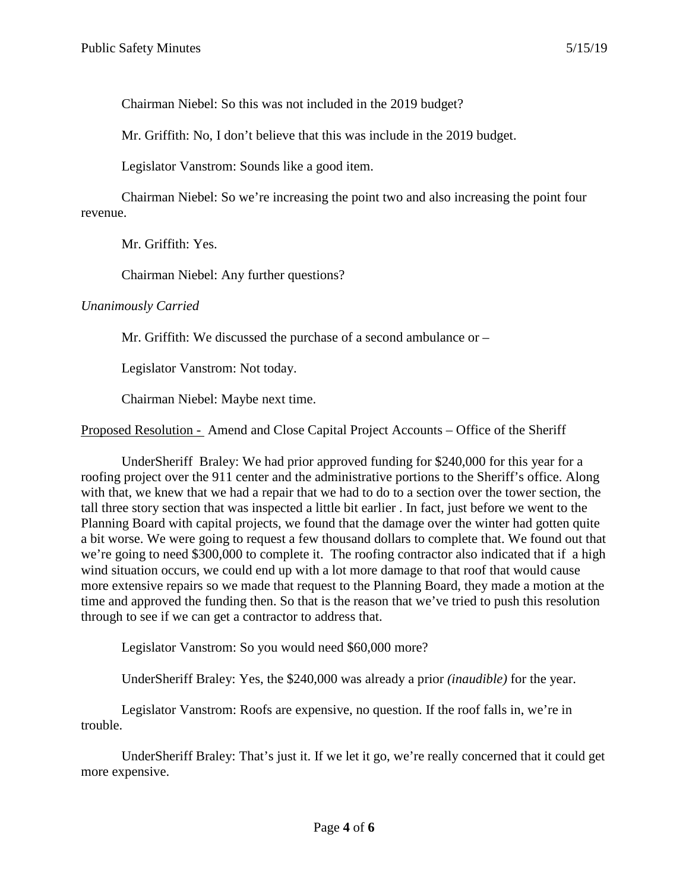Chairman Niebel: So this was not included in the 2019 budget?

Mr. Griffith: No, I don't believe that this was include in the 2019 budget.

Legislator Vanstrom: Sounds like a good item.

Chairman Niebel: So we're increasing the point two and also increasing the point four revenue.

Mr. Griffith: Yes.

Chairman Niebel: Any further questions?

*Unanimously Carried*

Mr. Griffith: We discussed the purchase of a second ambulance or –

Legislator Vanstrom: Not today.

Chairman Niebel: Maybe next time.

Proposed Resolution - Amend and Close Capital Project Accounts – Office of the Sheriff

UnderSheriff Braley: We had prior approved funding for $240,000 for this year for a roofing project over the 911 center and the administrative portions to the Sheriff's office. Along with that, we knew that we had a repair that we had to do to a section over the tower section, the tall three story section that was inspected a little bit earlier . In fact, just before we went to the Planning Board with capital projects, we found that the damage over the winter had gotten quite a bit worse. We were going to request a few thousand dollars to complete that. We found out that we're going to need $300,000 to complete it. The roofing contractor also indicated that if a high wind situation occurs, we could end up with a lot more damage to that roof that would cause more extensive repairs so we made that request to the Planning Board, they made a motion at the time and approved the funding then. So that is the reason that we've tried to push this resolution through to see if we can get a contractor to address that.

Legislator Vanstrom: So you would need $60,000 more?

UnderSheriff Braley: Yes, the $240,000 was already a prior *(inaudible)* for the year.

Legislator Vanstrom: Roofs are expensive, no question. If the roof falls in, we're in trouble.

UnderSheriff Braley: That's just it. If we let it go, we're really concerned that it could get more expensive.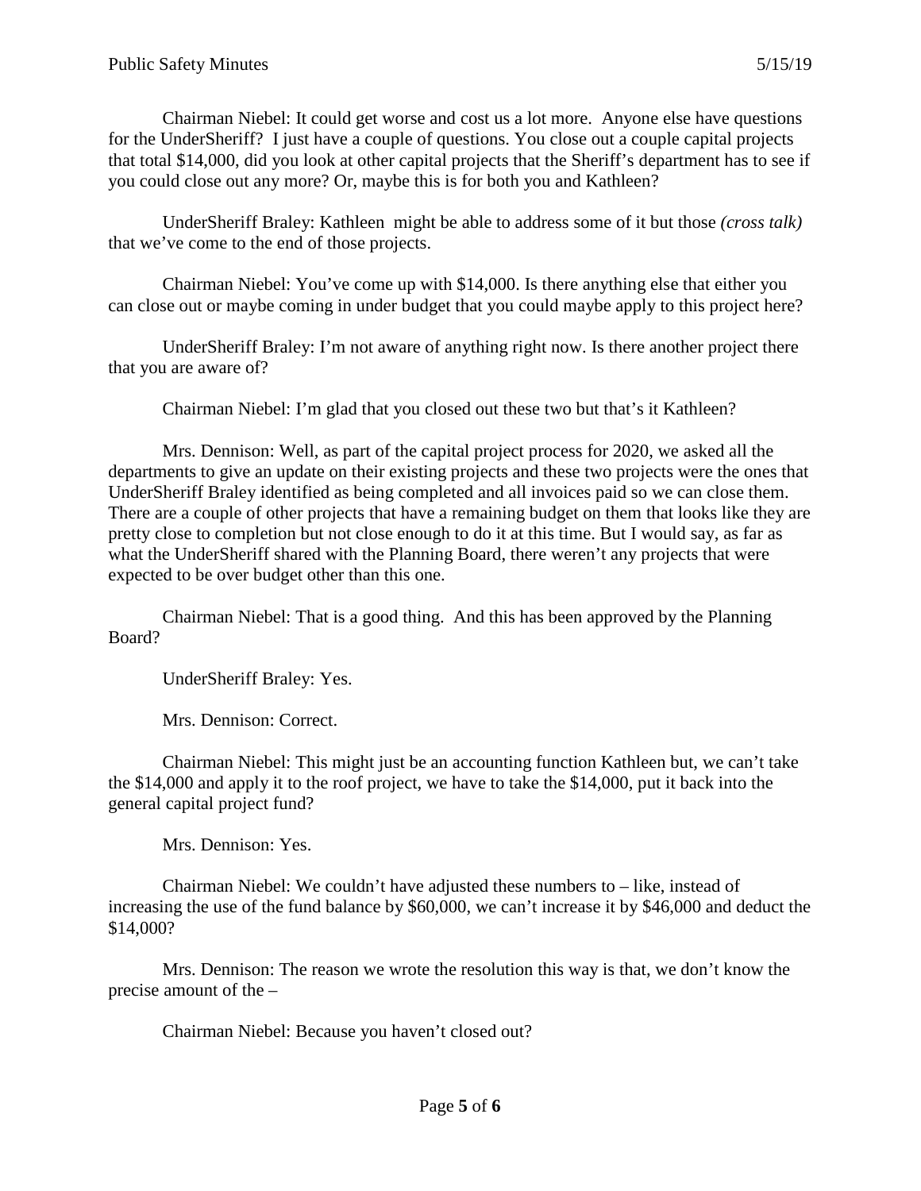Chairman Niebel: It could get worse and cost us a lot more. Anyone else have questions for the UnderSheriff? I just have a couple of questions. You close out a couple capital projects that total $14,000, did you look at other capital projects that the Sheriff's department has to see if you could close out any more? Or, maybe this is for both you and Kathleen?

UnderSheriff Braley: Kathleen might be able to address some of it but those *(cross talk)* that we've come to the end of those projects.

Chairman Niebel: You've come up with $14,000. Is there anything else that either you can close out or maybe coming in under budget that you could maybe apply to this project here?

UnderSheriff Braley: I'm not aware of anything right now. Is there another project there that you are aware of?

Chairman Niebel: I'm glad that you closed out these two but that's it Kathleen?

Mrs. Dennison: Well, as part of the capital project process for 2020, we asked all the departments to give an update on their existing projects and these two projects were the ones that UnderSheriff Braley identified as being completed and all invoices paid so we can close them. There are a couple of other projects that have a remaining budget on them that looks like they are pretty close to completion but not close enough to do it at this time. But I would say, as far as what the UnderSheriff shared with the Planning Board, there weren't any projects that were expected to be over budget other than this one.

Chairman Niebel: That is a good thing. And this has been approved by the Planning Board?

UnderSheriff Braley: Yes.

Mrs. Dennison: Correct.

Chairman Niebel: This might just be an accounting function Kathleen but, we can't take the $14,000 and apply it to the roof project, we have to take the $14,000, put it back into the general capital project fund?

Mrs. Dennison: Yes.

Chairman Niebel: We couldn't have adjusted these numbers to – like, instead of increasing the use of the fund balance by $60,000, we can't increase it by $46,000 and deduct the $14,000?

Mrs. Dennison: The reason we wrote the resolution this way is that, we don't know the precise amount of the –

Chairman Niebel: Because you haven't closed out?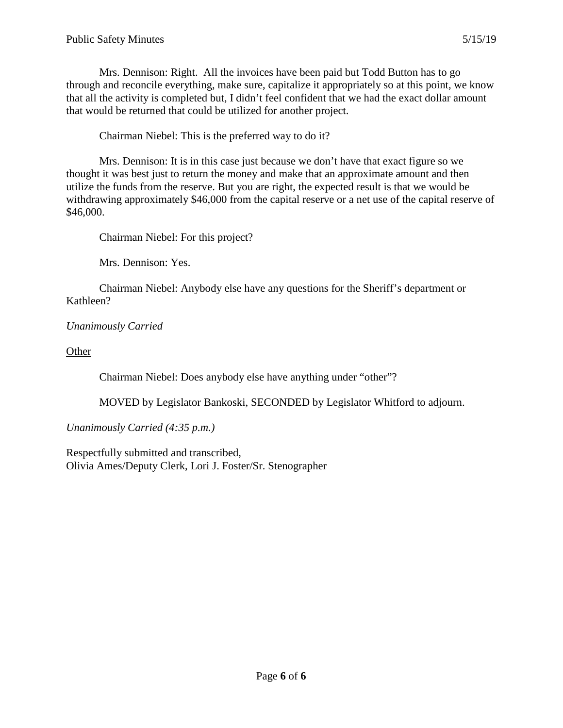Mrs. Dennison: Right. All the invoices have been paid but Todd Button has to go through and reconcile everything, make sure, capitalize it appropriately so at this point, we know that all the activity is completed but, I didn't feel confident that we had the exact dollar amount that would be returned that could be utilized for another project.

Chairman Niebel: This is the preferred way to do it?

Mrs. Dennison: It is in this case just because we don't have that exact figure so we thought it was best just to return the money and make that an approximate amount and then utilize the funds from the reserve. But you are right, the expected result is that we would be withdrawing approximately $46,000 from the capital reserve or a net use of the capital reserve of $46,000.

Chairman Niebel: For this project?

Mrs. Dennison: Yes.

Chairman Niebel: Anybody else have any questions for the Sheriff's department or Kathleen?

*Unanimously Carried*

<u>Other</u>

Chairman Niebel: Does anybody else have anything under "other"?

MOVED by Legislator Bankoski, SECONDED by Legislator Whitford to adjourn.

*Unanimously Carried (4:35 p.m.)*

Respectfully submitted and transcribed,
Olivia Ames/Deputy Clerk, Lori J. Foster/Sr. Stenographer